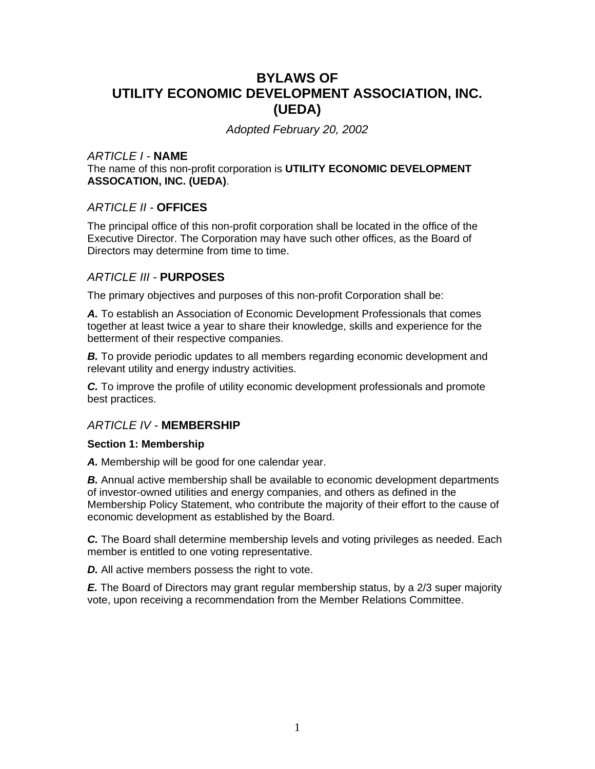# BYLAWS OF UTILITY ECONOMIC DEVELOPMENT ASSOCIATION, INC. (UEDA)

*Adopted February 20, 2002*

## *ARTICLE I* - NAME

The name of this non-profit corporation is **UTILITY ECONOMIC DEVELOPMENT ASSOCATION, INC. (UEDA)**.

## *ARTICLE II* - OFFICES

The principal office of this non-profit corporation shall be located in the office of the Executive Director. The Corporation may have such other offices, as the Board of Directors may determine from time to time.

## *ARTICLE III* - PURPOSES

The primary objectives and purposes of this non-profit Corporation shall be:

***A.*** To establish an Association of Economic Development Professionals that comes together at least twice a year to share their knowledge, skills and experience for the betterment of their respective companies.

***B.*** To provide periodic updates to all members regarding economic development and relevant utility and energy industry activities.

***C.*** To improve the profile of utility economic development professionals and promote best practices.

## *ARTICLE IV* - MEMBERSHIP

### Section 1: Membership

***A.*** Membership will be good for one calendar year.

***B.*** Annual active membership shall be available to economic development departments of investor-owned utilities and energy companies, and others as defined in the Membership Policy Statement, who contribute the majority of their effort to the cause of economic development as established by the Board.

***C.*** The Board shall determine membership levels and voting privileges as needed. Each member is entitled to one voting representative.

***D.*** All active members possess the right to vote.

***E.*** The Board of Directors may grant regular membership status, by a 2/3 super majority vote, upon receiving a recommendation from the Member Relations Committee.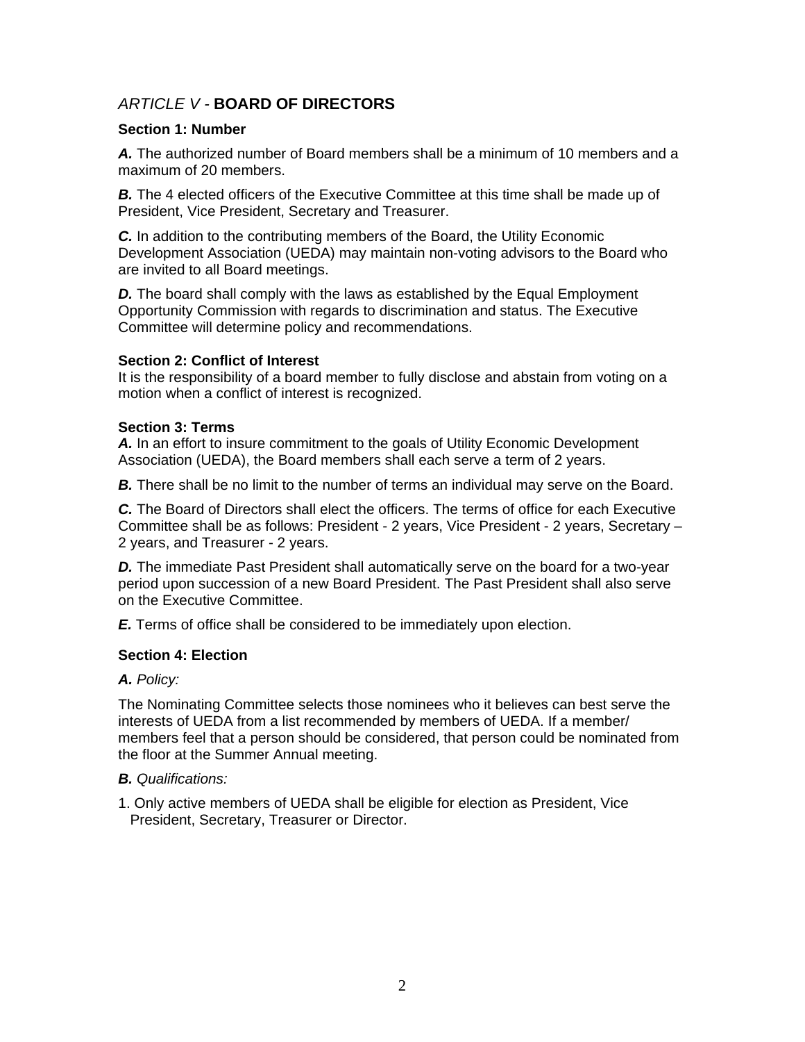## *ARTICLE V -* **BOARD OF DIRECTORS**

**Section 1: Number**

***A.*** The authorized number of Board members shall be a minimum of 10 members and a maximum of 20 members.

***B.*** The 4 elected officers of the Executive Committee at this time shall be made up of President, Vice President, Secretary and Treasurer.

***C.*** In addition to the contributing members of the Board, the Utility Economic Development Association (UEDA) may maintain non-voting advisors to the Board who are invited to all Board meetings.

***D.*** The board shall comply with the laws as established by the Equal Employment Opportunity Commission with regards to discrimination and status. The Executive Committee will determine policy and recommendations.

**Section 2: Conflict of Interest**

It is the responsibility of a board member to fully disclose and abstain from voting on a motion when a conflict of interest is recognized.

**Section 3: Terms**

***A.*** In an effort to insure commitment to the goals of Utility Economic Development Association (UEDA), the Board members shall each serve a term of 2 years.

***B.*** There shall be no limit to the number of terms an individual may serve on the Board.

***C.*** The Board of Directors shall elect the officers. The terms of office for each Executive Committee shall be as follows: President - 2 years, Vice President - 2 years, Secretary – 2 years, and Treasurer - 2 years.

***D.*** The immediate Past President shall automatically serve on the board for a two-year period upon succession of a new Board President. The Past President shall also serve on the Executive Committee.

***E.*** Terms of office shall be considered to be immediately upon election.

**Section 4: Election**

***A.*** *Policy:*

The Nominating Committee selects those nominees who it believes can best serve the interests of UEDA from a list recommended by members of UEDA. If a member/ members feel that a person should be considered, that person could be nominated from the floor at the Summer Annual meeting.

***B.*** *Qualifications:*

1. Only active members of UEDA shall be eligible for election as President, Vice President, Secretary, Treasurer or Director.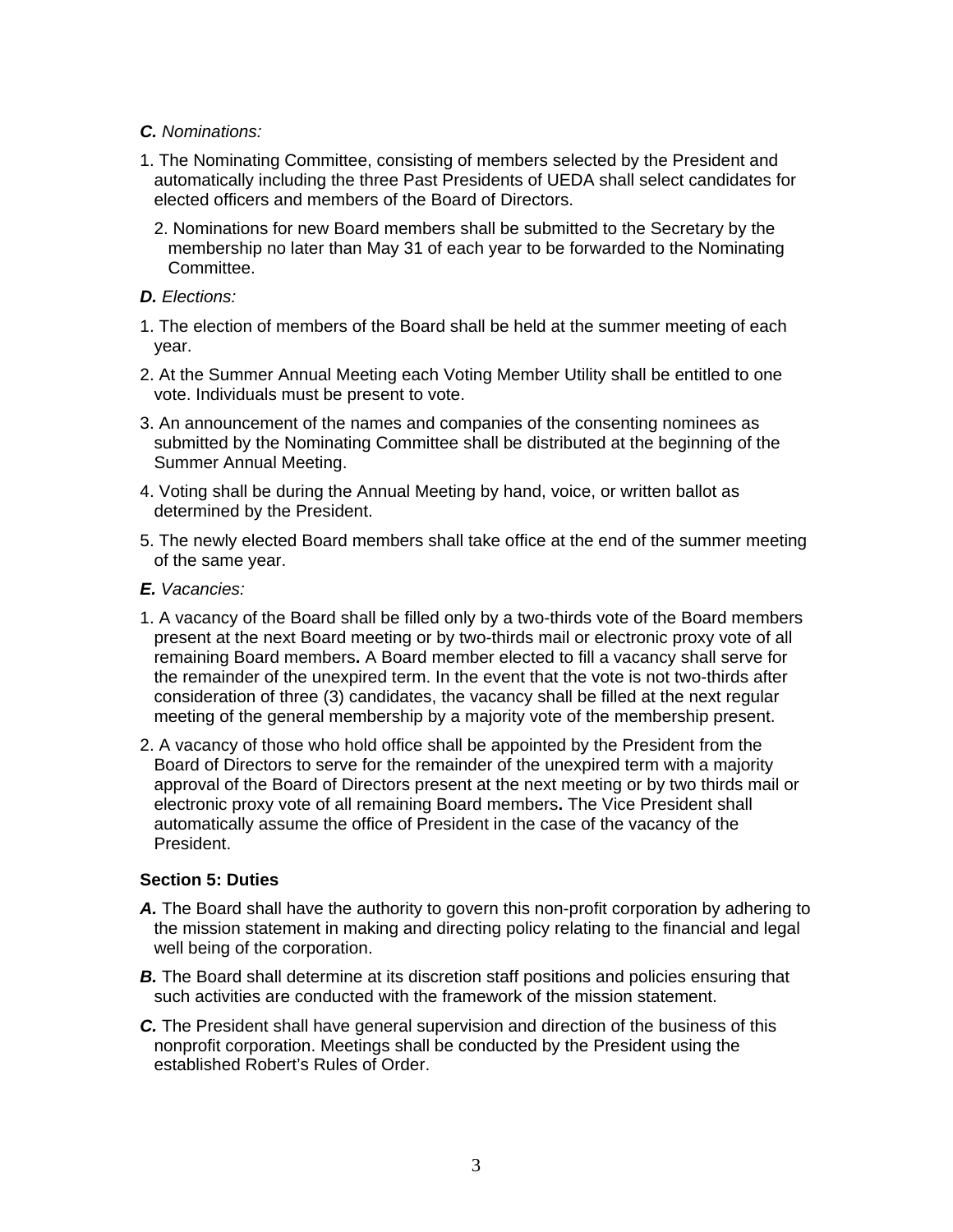***C.*** *Nominations:*

1. The Nominating Committee, consisting of members selected by the President and automatically including the three Past Presidents of UEDA shall select candidates for elected officers and members of the Board of Directors.

2. Nominations for new Board members shall be submitted to the Secretary by the membership no later than May 31 of each year to be forwarded to the Nominating Committee.

***D.*** *Elections:*

1. The election of members of the Board shall be held at the summer meeting of each year.

2. At the Summer Annual Meeting each Voting Member Utility shall be entitled to one vote. Individuals must be present to vote.

3. An announcement of the names and companies of the consenting nominees as submitted by the Nominating Committee shall be distributed at the beginning of the Summer Annual Meeting.

4. Voting shall be during the Annual Meeting by hand, voice, or written ballot as determined by the President.

5. The newly elected Board members shall take office at the end of the summer meeting of the same year.

***E.*** *Vacancies:*

1. A vacancy of the Board shall be filled only by a two-thirds vote of the Board members present at the next Board meeting or by two-thirds mail or electronic proxy vote of all remaining Board members**.** A Board member elected to fill a vacancy shall serve for the remainder of the unexpired term. In the event that the vote is not two-thirds after consideration of three (3) candidates, the vacancy shall be filled at the next regular meeting of the general membership by a majority vote of the membership present.

2. A vacancy of those who hold office shall be appointed by the President from the Board of Directors to serve for the remainder of the unexpired term with a majority approval of the Board of Directors present at the next meeting or by two thirds mail or electronic proxy vote of all remaining Board members**.** The Vice President shall automatically assume the office of President in the case of the vacancy of the President.

**Section 5: Duties**

***A.*** The Board shall have the authority to govern this non-profit corporation by adhering to the mission statement in making and directing policy relating to the financial and legal well being of the corporation.

***B.*** The Board shall determine at its discretion staff positions and policies ensuring that such activities are conducted with the framework of the mission statement.

***C.*** The President shall have general supervision and direction of the business of this nonprofit corporation. Meetings shall be conducted by the President using the established Robert's Rules of Order.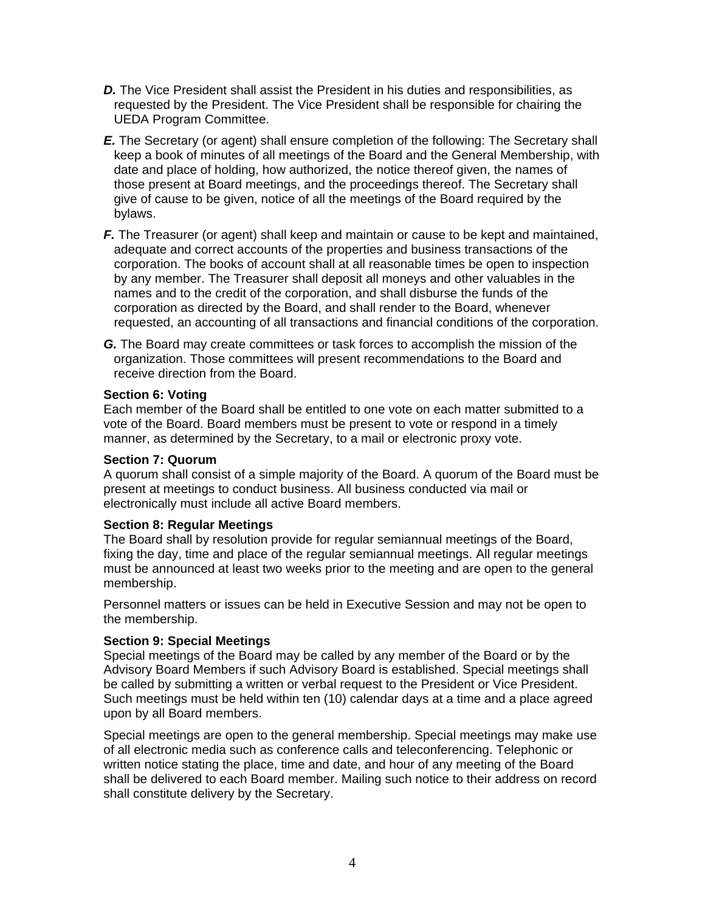- ***D.*** The Vice President shall assist the President in his duties and responsibilities, as requested by the President. The Vice President shall be responsible for chairing the UEDA Program Committee.
- ***E.*** The Secretary (or agent) shall ensure completion of the following: The Secretary shall keep a book of minutes of all meetings of the Board and the General Membership, with date and place of holding, how authorized, the notice thereof given, the names of those present at Board meetings, and the proceedings thereof. The Secretary shall give of cause to be given, notice of all the meetings of the Board required by the bylaws.
- ***F.*** The Treasurer (or agent) shall keep and maintain or cause to be kept and maintained, adequate and correct accounts of the properties and business transactions of the corporation. The books of account shall at all reasonable times be open to inspection by any member. The Treasurer shall deposit all moneys and other valuables in the names and to the credit of the corporation, and shall disburse the funds of the corporation as directed by the Board, and shall render to the Board, whenever requested, an accounting of all transactions and financial conditions of the corporation.
- ***G.*** The Board may create committees or task forces to accomplish the mission of the organization. Those committees will present recommendations to the Board and receive direction from the Board.

**Section 6: Voting**
Each member of the Board shall be entitled to one vote on each matter submitted to a vote of the Board. Board members must be present to vote or respond in a timely manner, as determined by the Secretary, to a mail or electronic proxy vote.

**Section 7: Quorum**
A quorum shall consist of a simple majority of the Board. A quorum of the Board must be present at meetings to conduct business. All business conducted via mail or electronically must include all active Board members.

**Section 8: Regular Meetings**
The Board shall by resolution provide for regular semiannual meetings of the Board, fixing the day, time and place of the regular semiannual meetings. All regular meetings must be announced at least two weeks prior to the meeting and are open to the general membership.

Personnel matters or issues can be held in Executive Session and may not be open to the membership.

**Section 9: Special Meetings**
Special meetings of the Board may be called by any member of the Board or by the Advisory Board Members if such Advisory Board is established. Special meetings shall be called by submitting a written or verbal request to the President or Vice President. Such meetings must be held within ten (10) calendar days at a time and a place agreed upon by all Board members.

Special meetings are open to the general membership. Special meetings may make use of all electronic media such as conference calls and teleconferencing. Telephonic or written notice stating the place, time and date, and hour of any meeting of the Board shall be delivered to each Board member. Mailing such notice to their address on record shall constitute delivery by the Secretary.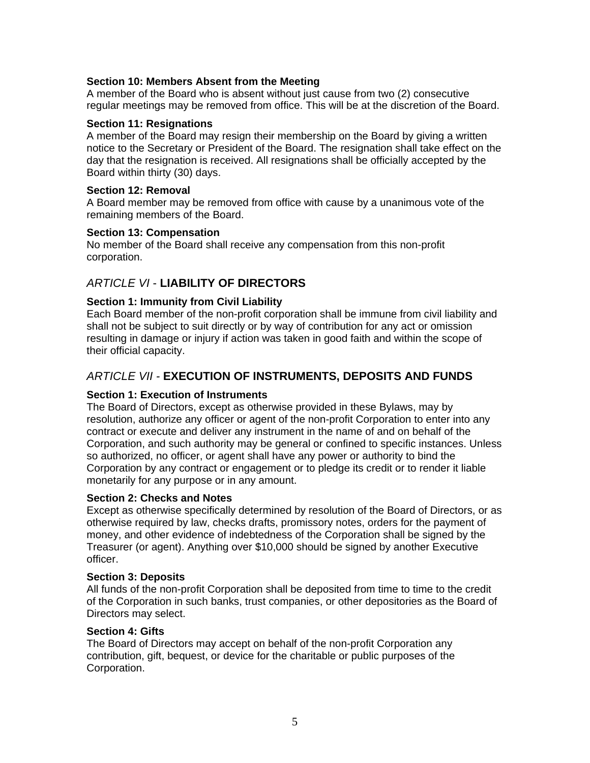**Section 10: Members Absent from the Meeting**
A member of the Board who is absent without just cause from two (2) consecutive regular meetings may be removed from office. This will be at the discretion of the Board.

**Section 11: Resignations**
A member of the Board may resign their membership on the Board by giving a written notice to the Secretary or President of the Board. The resignation shall take effect on the day that the resignation is received. All resignations shall be officially accepted by the Board within thirty (30) days.

**Section 12: Removal**
A Board member may be removed from office with cause by a unanimous vote of the remaining members of the Board.

**Section 13: Compensation**
No member of the Board shall receive any compensation from this non-profit corporation.

## *ARTICLE VI* - **LIABILITY OF DIRECTORS**

**Section 1: Immunity from Civil Liability**
Each Board member of the non-profit corporation shall be immune from civil liability and shall not be subject to suit directly or by way of contribution for any act or omission resulting in damage or injury if action was taken in good faith and within the scope of their official capacity.

## *ARTICLE VII* - **EXECUTION OF INSTRUMENTS, DEPOSITS AND FUNDS**

**Section 1: Execution of Instruments**
The Board of Directors, except as otherwise provided in these Bylaws, may by resolution, authorize any officer or agent of the non-profit Corporation to enter into any contract or execute and deliver any instrument in the name of and on behalf of the Corporation, and such authority may be general or confined to specific instances. Unless so authorized, no officer, or agent shall have any power or authority to bind the Corporation by any contract or engagement or to pledge its credit or to render it liable monetarily for any purpose or in any amount.

**Section 2: Checks and Notes**
Except as otherwise specifically determined by resolution of the Board of Directors, or as otherwise required by law, checks drafts, promissory notes, orders for the payment of money, and other evidence of indebtedness of the Corporation shall be signed by the Treasurer (or agent). Anything over $10,000 should be signed by another Executive officer.

**Section 3: Deposits**
All funds of the non-profit Corporation shall be deposited from time to time to the credit of the Corporation in such banks, trust companies, or other depositories as the Board of Directors may select.

**Section 4: Gifts**
The Board of Directors may accept on behalf of the non-profit Corporation any contribution, gift, bequest, or device for the charitable or public purposes of the Corporation.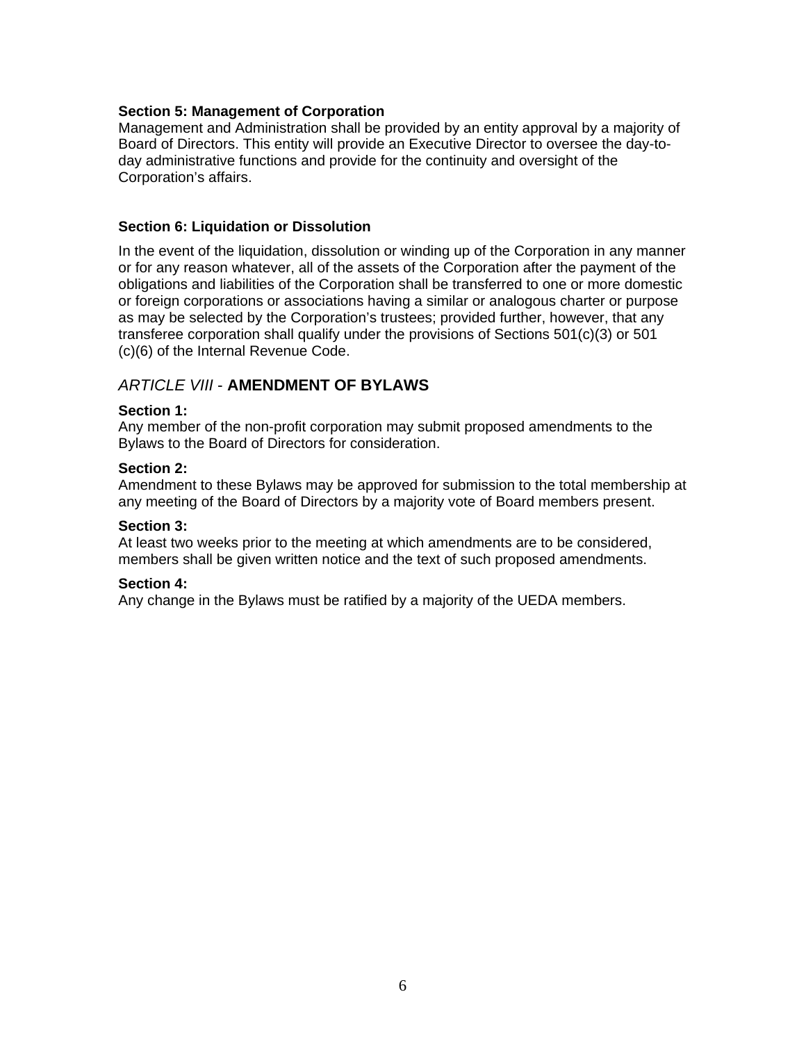**Section 5: Management of Corporation**
Management and Administration shall be provided by an entity approval by a majority of Board of Directors. This entity will provide an Executive Director to oversee the day-to-day administrative functions and provide for the continuity and oversight of the Corporation's affairs.

**Section 6: Liquidation or Dissolution**

In the event of the liquidation, dissolution or winding up of the Corporation in any manner or for any reason whatever, all of the assets of the Corporation after the payment of the obligations and liabilities of the Corporation shall be transferred to one or more domestic or foreign corporations or associations having a similar or analogous charter or purpose as may be selected by the Corporation's trustees; provided further, however, that any transferee corporation shall qualify under the provisions of Sections 501(c)(3) or 501 (c)(6) of the Internal Revenue Code.

## *ARTICLE VIII* - **AMENDMENT OF BYLAWS**

**Section 1:**
Any member of the non-profit corporation may submit proposed amendments to the Bylaws to the Board of Directors for consideration.

**Section 2:**
Amendment to these Bylaws may be approved for submission to the total membership at any meeting of the Board of Directors by a majority vote of Board members present.

**Section 3:**
At least two weeks prior to the meeting at which amendments are to be considered, members shall be given written notice and the text of such proposed amendments.

**Section 4:**
Any change in the Bylaws must be ratified by a majority of the UEDA members.